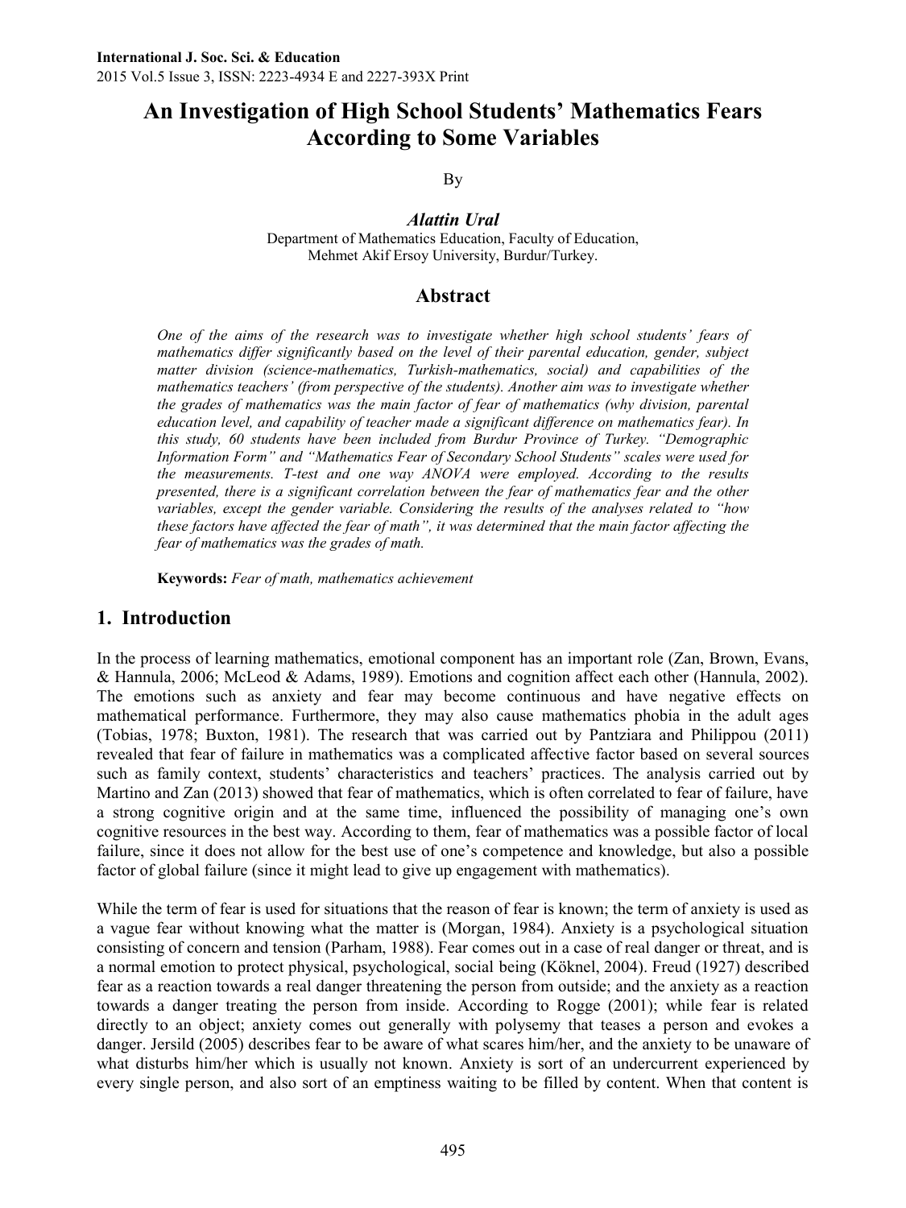# An Investigation of High School Students' Mathematics Fears According to Some Variables

By

***Alattin Ural***

Department of Mathematics Education, Faculty of Education,
Mehmet Akif Ersoy University, Burdur/Turkey.

## Abstract

*One of the aims of the research was to investigate whether high school students' fears of mathematics differ significantly based on the level of their parental education, gender, subject matter division (science-mathematics, Turkish-mathematics, social) and capabilities of the mathematics teachers' (from perspective of the students). Another aim was to investigate whether the grades of mathematics was the main factor of fear of mathematics (why division, parental education level, and capability of teacher made a significant difference on mathematics fear). In this study, 60 students have been included from Burdur Province of Turkey. "Demographic Information Form" and "Mathematics Fear of Secondary School Students" scales were used for the measurements. T-test and one way ANOVA were employed. According to the results presented, there is a significant correlation between the fear of mathematics fear and the other variables, except the gender variable. Considering the results of the analyses related to "how these factors have affected the fear of math", it was determined that the main factor affecting the fear of mathematics was the grades of math.*

**Keywords:** *Fear of math, mathematics achievement*

## 1. Introduction

In the process of learning mathematics, emotional component has an important role (Zan, Brown, Evans, & Hannula, 2006; McLeod & Adams, 1989). Emotions and cognition affect each other (Hannula, 2002). The emotions such as anxiety and fear may become continuous and have negative effects on mathematical performance. Furthermore, they may also cause mathematics phobia in the adult ages (Tobias, 1978; Buxton, 1981). The research that was carried out by Pantziara and Philippou (2011) revealed that fear of failure in mathematics was a complicated affective factor based on several sources such as family context, students' characteristics and teachers' practices. The analysis carried out by Martino and Zan (2013) showed that fear of mathematics, which is often correlated to fear of failure, have a strong cognitive origin and at the same time, influenced the possibility of managing one's own cognitive resources in the best way. According to them, fear of mathematics was a possible factor of local failure, since it does not allow for the best use of one's competence and knowledge, but also a possible factor of global failure (since it might lead to give up engagement with mathematics).

While the term of fear is used for situations that the reason of fear is known; the term of anxiety is used as a vague fear without knowing what the matter is (Morgan, 1984). Anxiety is a psychological situation consisting of concern and tension (Parham, 1988). Fear comes out in a case of real danger or threat, and is a normal emotion to protect physical, psychological, social being (Köknel, 2004). Freud (1927) described fear as a reaction towards a real danger threatening the person from outside; and the anxiety as a reaction towards a danger treating the person from inside. According to Rogge (2001); while fear is related directly to an object; anxiety comes out generally with polysemy that teases a person and evokes a danger. Jersild (2005) describes fear to be aware of what scares him/her, and the anxiety to be unaware of what disturbs him/her which is usually not known. Anxiety is sort of an undercurrent experienced by every single person, and also sort of an emptiness waiting to be filled by content. When that content is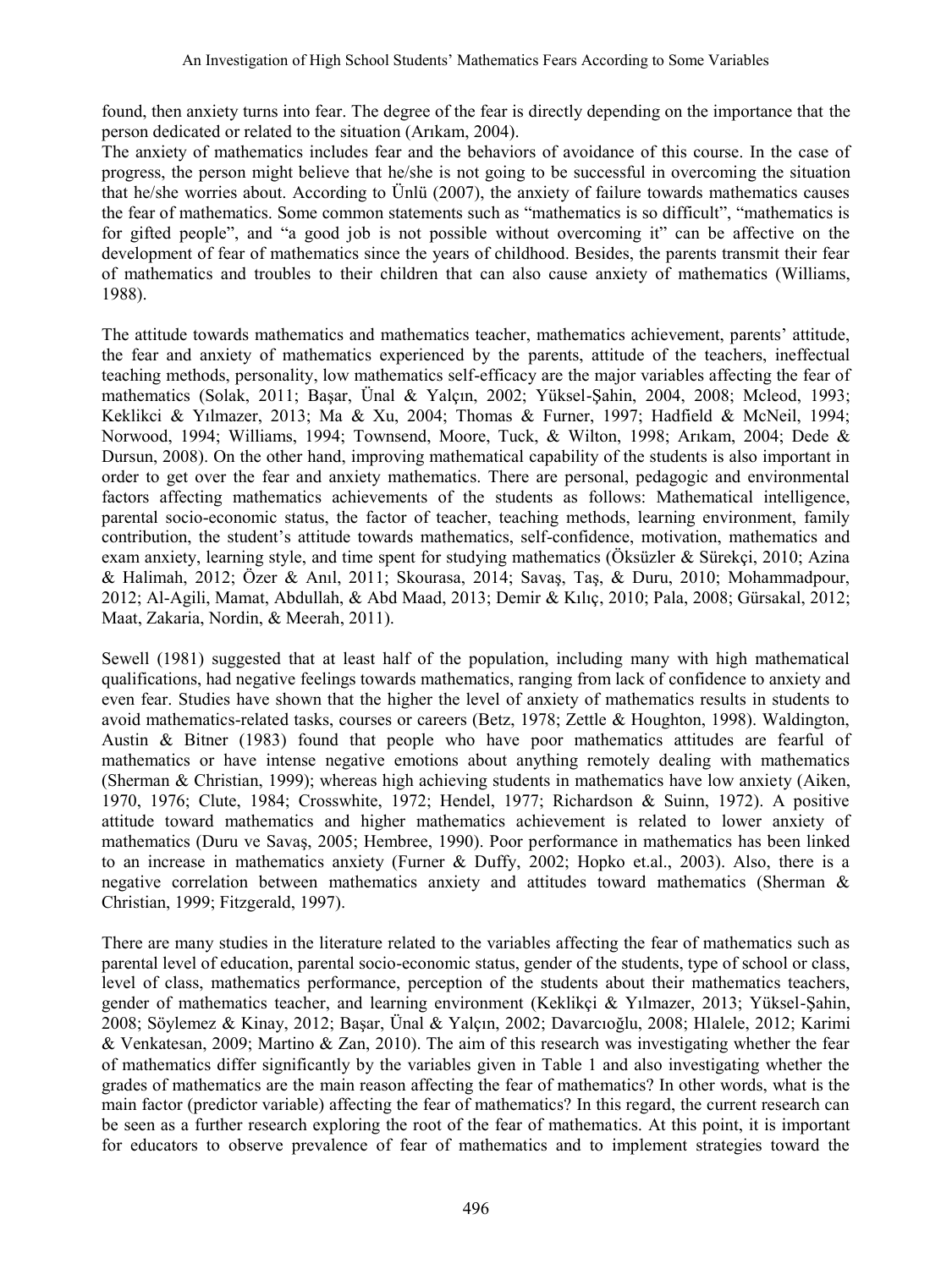found, then anxiety turns into fear. The degree of the fear is directly depending on the importance that the person dedicated or related to the situation (Arıkam, 2004).

The anxiety of mathematics includes fear and the behaviors of avoidance of this course. In the case of progress, the person might believe that he/she is not going to be successful in overcoming the situation that he/she worries about. According to Ünlü (2007), the anxiety of failure towards mathematics causes the fear of mathematics. Some common statements such as "mathematics is so difficult", "mathematics is for gifted people", and "a good job is not possible without overcoming it" can be affective on the development of fear of mathematics since the years of childhood. Besides, the parents transmit their fear of mathematics and troubles to their children that can also cause anxiety of mathematics (Williams, 1988).

The attitude towards mathematics and mathematics teacher, mathematics achievement, parents' attitude, the fear and anxiety of mathematics experienced by the parents, attitude of the teachers, ineffectual teaching methods, personality, low mathematics self-efficacy are the major variables affecting the fear of mathematics (Solak, 2011; Başar, Ünal & Yalçın, 2002; Yüksel-Şahin, 2004, 2008; Mcleod, 1993; Keklikci & Yılmazer, 2013; Ma & Xu, 2004; Thomas & Furner, 1997; Hadfield & McNeil, 1994; Norwood, 1994; Williams, 1994; Townsend, Moore, Tuck, & Wilton, 1998; Arıkam, 2004; Dede & Dursun, 2008). On the other hand, improving mathematical capability of the students is also important in order to get over the fear and anxiety mathematics. There are personal, pedagogic and environmental factors affecting mathematics achievements of the students as follows: Mathematical intelligence, parental socio-economic status, the factor of teacher, teaching methods, learning environment, family contribution, the student's attitude towards mathematics, self-confidence, motivation, mathematics and exam anxiety, learning style, and time spent for studying mathematics (Öksüzler & Sürekçi, 2010; Azina & Halimah, 2012; Özer & Anıl, 2011; Skourasa, 2014; Savaş, Taş, & Duru, 2010; Mohammadpour, 2012; Al-Agili, Mamat, Abdullah, & Abd Maad, 2013; Demir & Kılıç, 2010; Pala, 2008; Gürsakal, 2012; Maat, Zakaria, Nordin, & Meerah, 2011).

Sewell (1981) suggested that at least half of the population, including many with high mathematical qualifications, had negative feelings towards mathematics, ranging from lack of confidence to anxiety and even fear. Studies have shown that the higher the level of anxiety of mathematics results in students to avoid mathematics-related tasks, courses or careers (Betz, 1978; Zettle & Houghton, 1998). Waldington, Austin & Bitner (1983) found that people who have poor mathematics attitudes are fearful of mathematics or have intense negative emotions about anything remotely dealing with mathematics (Sherman & Christian, 1999); whereas high achieving students in mathematics have low anxiety (Aiken, 1970, 1976; Clute, 1984; Crosswhite, 1972; Hendel, 1977; Richardson & Suinn, 1972). A positive attitude toward mathematics and higher mathematics achievement is related to lower anxiety of mathematics (Duru ve Savaş, 2005; Hembree, 1990). Poor performance in mathematics has been linked to an increase in mathematics anxiety (Furner & Duffy, 2002; Hopko et.al., 2003). Also, there is a negative correlation between mathematics anxiety and attitudes toward mathematics (Sherman & Christian, 1999; Fitzgerald, 1997).

There are many studies in the literature related to the variables affecting the fear of mathematics such as parental level of education, parental socio-economic status, gender of the students, type of school or class, level of class, mathematics performance, perception of the students about their mathematics teachers, gender of mathematics teacher, and learning environment (Keklikçi & Yılmazer, 2013; Yüksel-Şahin, 2008; Söylemez & Kinay, 2012; Başar, Ünal & Yalçın, 2002; Davarcıoğlu, 2008; Hlalele, 2012; Karimi & Venkatesan, 2009; Martino & Zan, 2010). The aim of this research was investigating whether the fear of mathematics differ significantly by the variables given in Table 1 and also investigating whether the grades of mathematics are the main reason affecting the fear of mathematics? In other words, what is the main factor (predictor variable) affecting the fear of mathematics? In this regard, the current research can be seen as a further research exploring the root of the fear of mathematics. At this point, it is important for educators to observe prevalence of fear of mathematics and to implement strategies toward the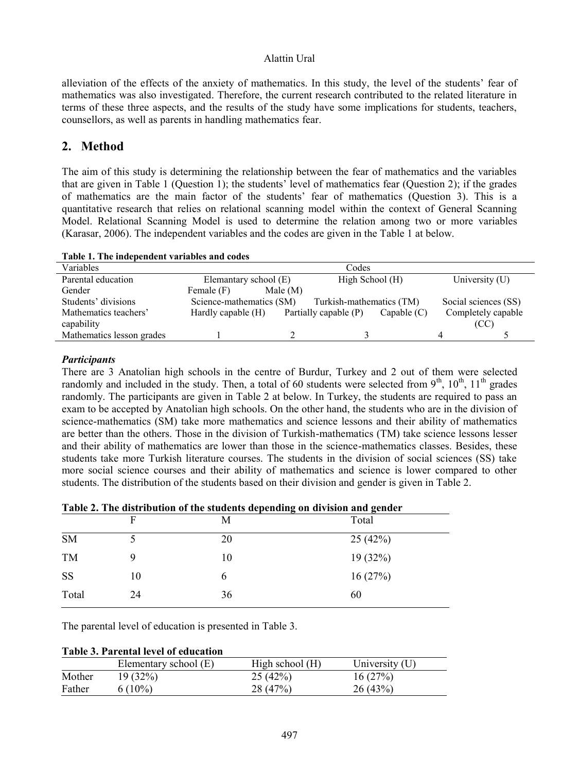alleviation of the effects of the anxiety of mathematics. In this study, the level of the students' fear of mathematics was also investigated. Therefore, the current research contributed to the related literature in terms of these three aspects, and the results of the study have some implications for students, teachers, counsellors, as well as parents in handling mathematics fear.

## 2. Method

The aim of this study is determining the relationship between the fear of mathematics and the variables that are given in Table 1 (Question 1); the students' level of mathematics fear (Question 2); if the grades of mathematics are the main factor of the students' fear of mathematics (Question 3). This is a quantitative research that relies on relational scanning model within the context of General Scanning Model. Relational Scanning Model is used to determine the relation among two or more variables (Karasar, 2006). The independent variables and the codes are given in the Table 1 at below.

**Table 1. The independent variables and codes**

| Variables | Codes | | | | |
|---|---|---|---|---|---|
| Parental education | Elamantary school (E) | | High School (H) | University (U) | |
| Gender | Female (F) | Male (M) | | | |
| Students' divisions | Science-mathematics (SM) | | Turkish-mathematics (TM) | Social sciences (SS) | |
| Mathematics teachers' capability | Hardly capable (H) | Partially capable (P) | Capable (C) | Completely capable (CC) | |
| Mathematics lesson grades | 1 | 2 | 3 | 4 | 5 |

### *Participants*

There are 3 Anatolian high schools in the centre of Burdur, Turkey and 2 out of them were selected randomly and included in the study. Then, a total of 60 students were selected from 9th, 10th, 11th grades randomly. The participants are given in Table 2 at below. In Turkey, the students are required to pass an exam to be accepted by Anatolian high schools. On the other hand, the students who are in the division of science-mathematics (SM) take more mathematics and science lessons and their ability of mathematics are better than the others. Those in the division of Turkish-mathematics (TM) take science lessons lesser and their ability of mathematics are lower than those in the science-mathematics classes. Besides, these students take more Turkish literature courses. The students in the division of social sciences (SS) take more social science courses and their ability of mathematics and science is lower compared to other students. The distribution of the students based on their division and gender is given in Table 2.

**Table 2. The distribution of the students depending on division and gender**

| | F | M | Total |
|---|---|---|---|
| SM | 5 | 20 | 25 (42%) |
| TM | 9 | 10 | 19 (32%) |
| SS | 10 | 6 | 16 (27%) |
| Total | 24 | 36 | 60 |

The parental level of education is presented in Table 3.

**Table 3. Parental level of education**

| | Elementary school (E) | High school (H) | University (U) |
|---|---|---|---|
| Mother | 19 (32%) | 25 (42%) | 16 (27%) |
| Father | 6 (10%) | 28 (47%) | 26 (43%) |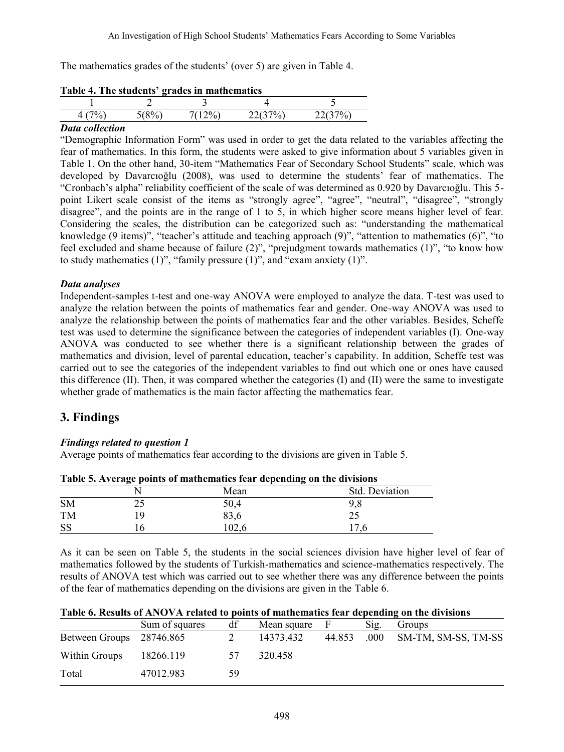The mathematics grades of the students' (over 5) are given in Table 4.

**Table 4. The students' grades in mathematics**

| 1 | 2 | 3 | 4 | 5 |
|---|---|---|---|---|
| 4 (7%) | 5(8%) | 7(12%) | 22(37%) | 22(37%) |

***Data collection***

"Demographic Information Form" was used in order to get the data related to the variables affecting the fear of mathematics. In this form, the students were asked to give information about 5 variables given in Table 1. On the other hand, 30-item "Mathematics Fear of Secondary School Students" scale, which was developed by Davarcıoğlu (2008), was used to determine the students' fear of mathematics. The "Cronbach's alpha" reliability coefficient of the scale of was determined as 0.920 by Davarcıoğlu. This 5-point Likert scale consist of the items as "strongly agree", "agree", "neutral", "disagree", "strongly disagree", and the points are in the range of 1 to 5, in which higher score means higher level of fear. Considering the scales, the distribution can be categorized such as: "understanding the mathematical knowledge (9 items)", "teacher's attitude and teaching approach (9)", "attention to mathematics (6)", "to feel excluded and shame because of failure (2)", "prejudgment towards mathematics (1)", "to know how to study mathematics (1)", "family pressure (1)", and "exam anxiety (1)".

***Data analyses***

Independent-samples t-test and one-way ANOVA were employed to analyze the data. T-test was used to analyze the relation between the points of mathematics fear and gender. One-way ANOVA was used to analyze the relationship between the points of mathematics fear and the other variables. Besides, Scheffe test was used to determine the significance between the categories of independent variables (I). One-way ANOVA was conducted to see whether there is a significant relationship between the grades of mathematics and division, level of parental education, teacher's capability. In addition, Scheffe test was carried out to see the categories of the independent variables to find out which one or ones have caused this difference (II). Then, it was compared whether the categories (I) and (II) were the same to investigate whether grade of mathematics is the main factor affecting the mathematics fear.

## 3. Findings

***Findings related to question 1***

Average points of mathematics fear according to the divisions are given in Table 5.

**Table 5. Average points of mathematics fear depending on the divisions**

| | N | Mean | Std. Deviation |
|---|---|---|---|
| SM | 25 | 50,4 | 9,8 |
| TM | 19 | 83,6 | 25 |
| SS | 16 | 102,6 | 17,6 |

As it can be seen on Table 5, the students in the social sciences division have higher level of fear of mathematics followed by the students of Turkish-mathematics and science-mathematics respectively. The results of ANOVA test which was carried out to see whether there was any difference between the points of the fear of mathematics depending on the divisions are given in the Table 6.

**Table 6. Results of ANOVA related to points of mathematics fear depending on the divisions**

| | Sum of squares | df | Mean square | F | Sig. | Groups |
|---|---|---|---|---|---|---|
| Between Groups | 28746.865 | 2 | 14373.432 | 44.853 | .000 | SM-TM, SM-SS, TM-SS |
| Within Groups | 18266.119 | 57 | 320.458 | | | |
| Total | 47012.983 | 59 | | | | |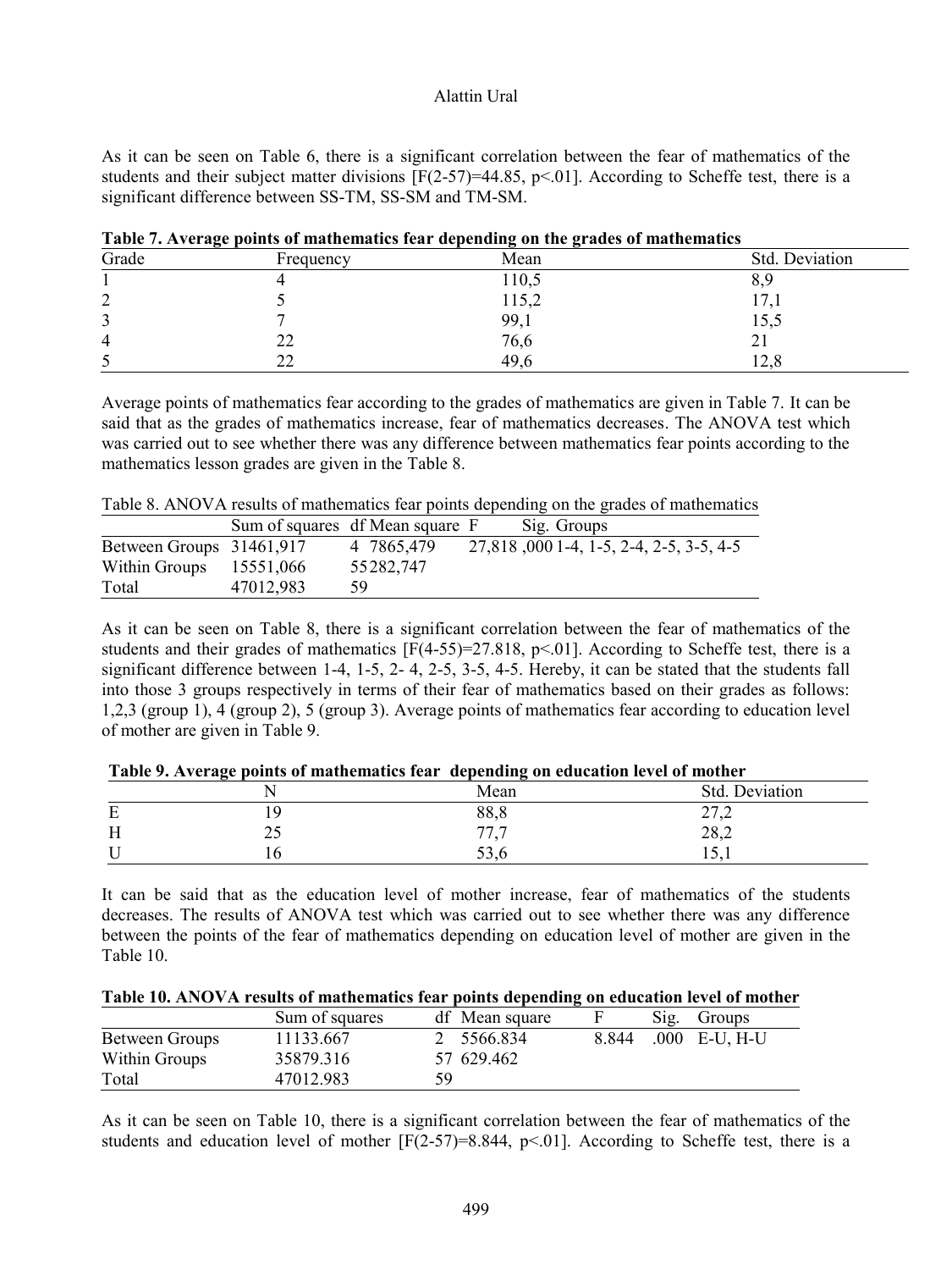As it can be seen on Table 6, there is a significant correlation between the fear of mathematics of the students and their subject matter divisions [F(2-57)=44.85, p<.01]. According to Scheffe test, there is a significant difference between SS-TM, SS-SM and TM-SM.

**Table 7. Average points of mathematics fear depending on the grades of mathematics**

| Grade | Frequency | Mean | Std. Deviation |
|---|---|---|---|
| 1 | 4 | 110,5 | 8,9 |
| 2 | 5 | 115,2 | 17,1 |
| 3 | 7 | 99,1 | 15,5 |
| 4 | 22 | 76,6 | 21 |
| 5 | 22 | 49,6 | 12,8 |

Average points of mathematics fear according to the grades of mathematics are given in Table 7. It can be said that as the grades of mathematics increase, fear of mathematics decreases. The ANOVA test which was carried out to see whether there was any difference between mathematics fear points according to the mathematics lesson grades are given in the Table 8.

Table 8. ANOVA results of mathematics fear points depending on the grades of mathematics

| | Sum of squares | df | Mean square | F | Sig. | Groups |
|---|---|---|---|---|---|---|
| Between Groups | 31461,917 | 4 | 7865,479 | 27,818 | ,000 | 1-4, 1-5, 2-4, 2-5, 3-5, 4-5 |
| Within Groups | 15551,066 | 55 | 282,747 | | | |
| Total | 47012,983 | 59 | | | | |

As it can be seen on Table 8, there is a significant correlation between the fear of mathematics of the students and their grades of mathematics [F(4-55)=27.818, p<.01]. According to Scheffe test, there is a significant difference between 1-4, 1-5, 2- 4, 2-5, 3-5, 4-5. Hereby, it can be stated that the students fall into those 3 groups respectively in terms of their fear of mathematics based on their grades as follows: 1,2,3 (group 1), 4 (group 2), 5 (group 3). Average points of mathematics fear according to education level of mother are given in Table 9.

**Table 9. Average points of mathematics fear depending on education level of mother**

| | N | Mean | Std. Deviation |
|---|---|---|---|
| E | 19 | 88,8 | 27,2 |
| H | 25 | 77,7 | 28,2 |
| U | 16 | 53,6 | 15,1 |

It can be said that as the education level of mother increase, fear of mathematics of the students decreases. The results of ANOVA test which was carried out to see whether there was any difference between the points of the fear of mathematics depending on education level of mother are given in the Table 10.

**Table 10. ANOVA results of mathematics fear points depending on education level of mother**

| | Sum of squares | df | Mean square | F | Sig. | Groups |
|---|---|---|---|---|---|---|
| Between Groups | 11133.667 | 2 | 5566.834 | 8.844 | .000 | E-U, H-U |
| Within Groups | 35879.316 | 57 | 629.462 | | | |
| Total | 47012.983 | 59 | | | | |

As it can be seen on Table 10, there is a significant correlation between the fear of mathematics of the students and education level of mother [F(2-57)=8.844, p<.01]. According to Scheffe test, there is a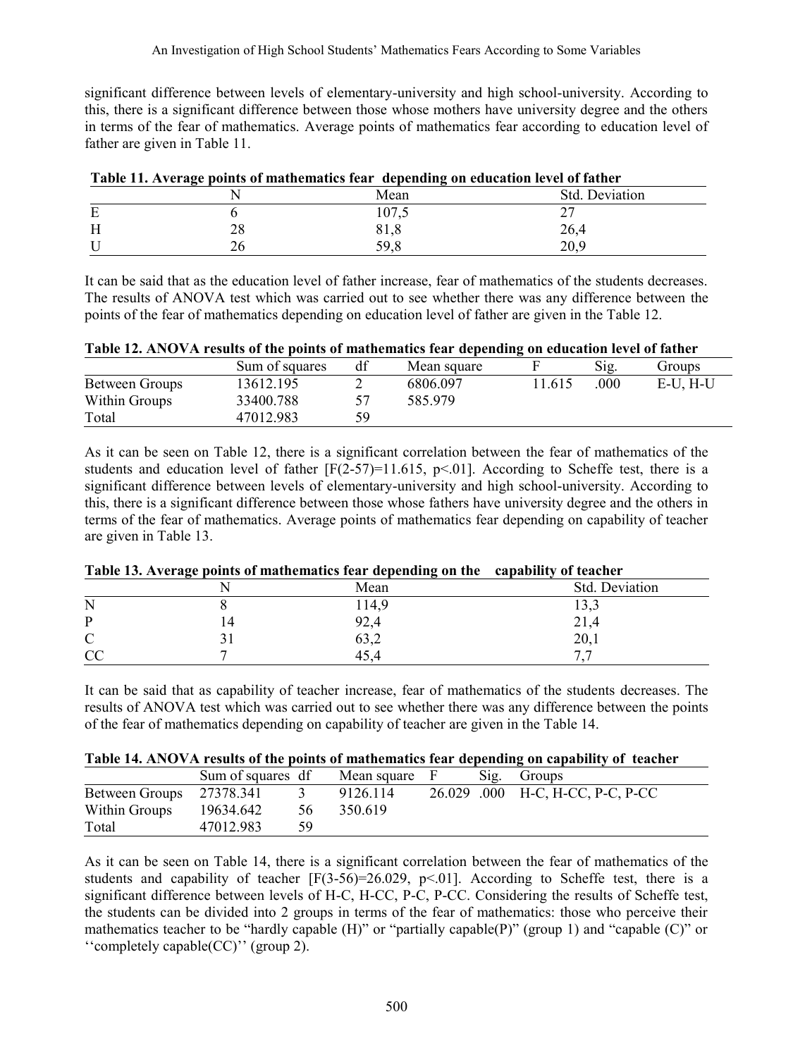significant difference between levels of elementary-university and high school-university. According to this, there is a significant difference between those whose mothers have university degree and the others in terms of the fear of mathematics. Average points of mathematics fear according to education level of father are given in Table 11.

**Table 11. Average points of mathematics fear depending on education level of father**

| | N | Mean | Std. Deviation |
|---|---|---|---|
| E | 6 | 107,5 | 27 |
| H | 28 | 81,8 | 26,4 |
| U | 26 | 59,8 | 20,9 |

It can be said that as the education level of father increase, fear of mathematics of the students decreases. The results of ANOVA test which was carried out to see whether there was any difference between the points of the fear of mathematics depending on education level of father are given in the Table 12.

**Table 12. ANOVA results of the points of mathematics fear depending on education level of father**

| | Sum of squares | df | Mean square | F | Sig. | Groups |
|---|---|---|---|---|---|---|
| Between Groups | 13612.195 | 2 | 6806.097 | 11.615 | .000 | E-U, H-U |
| Within Groups | 33400.788 | 57 | 585.979 | | | |
| Total | 47012.983 | 59 | | | | |

As it can be seen on Table 12, there is a significant correlation between the fear of mathematics of the students and education level of father [$F(2\text{-}57)=11.615$, $p<.01$]. According to Scheffe test, there is a significant difference between levels of elementary-university and high school-university. According to this, there is a significant difference between those whose fathers have university degree and the others in terms of the fear of mathematics. Average points of mathematics fear depending on capability of teacher are given in Table 13.

**Table 13. Average points of mathematics fear depending on the capability of teacher**

| | N | Mean | Std. Deviation |
|---|---|---|---|
| N | 8 | 114,9 | 13,3 |
| P | 14 | 92,4 | 21,4 |
| C | 31 | 63,2 | 20,1 |
| CC | 7 | 45,4 | 7,7 |

It can be said that as capability of teacher increase, fear of mathematics of the students decreases. The results of ANOVA test which was carried out to see whether there was any difference between the points of the fear of mathematics depending on capability of teacher are given in the Table 14.

**Table 14. ANOVA results of the points of mathematics fear depending on capability of teacher**

| | Sum of squares | df | Mean square | F | Sig. | Groups |
|---|---|---|---|---|---|---|
| Between Groups | 27378.341 | 3 | 9126.114 | 26.029 | .000 | H-C, H-CC, P-C, P-CC |
| Within Groups | 19634.642 | 56 | 350.619 | | | |
| Total | 47012.983 | 59 | | | | |

As it can be seen on Table 14, there is a significant correlation between the fear of mathematics of the students and capability of teacher [$F(3\text{-}56)=26.029$, $p<.01$]. According to Scheffe test, there is a significant difference between levels of H-C, H-CC, P-C, P-CC. Considering the results of Scheffe test, the students can be divided into 2 groups in terms of the fear of mathematics: those who perceive their mathematics teacher to be "hardly capable (H)" or "partially capable(P)" (group 1) and "capable (C)" or ''completely capable(CC)'' (group 2).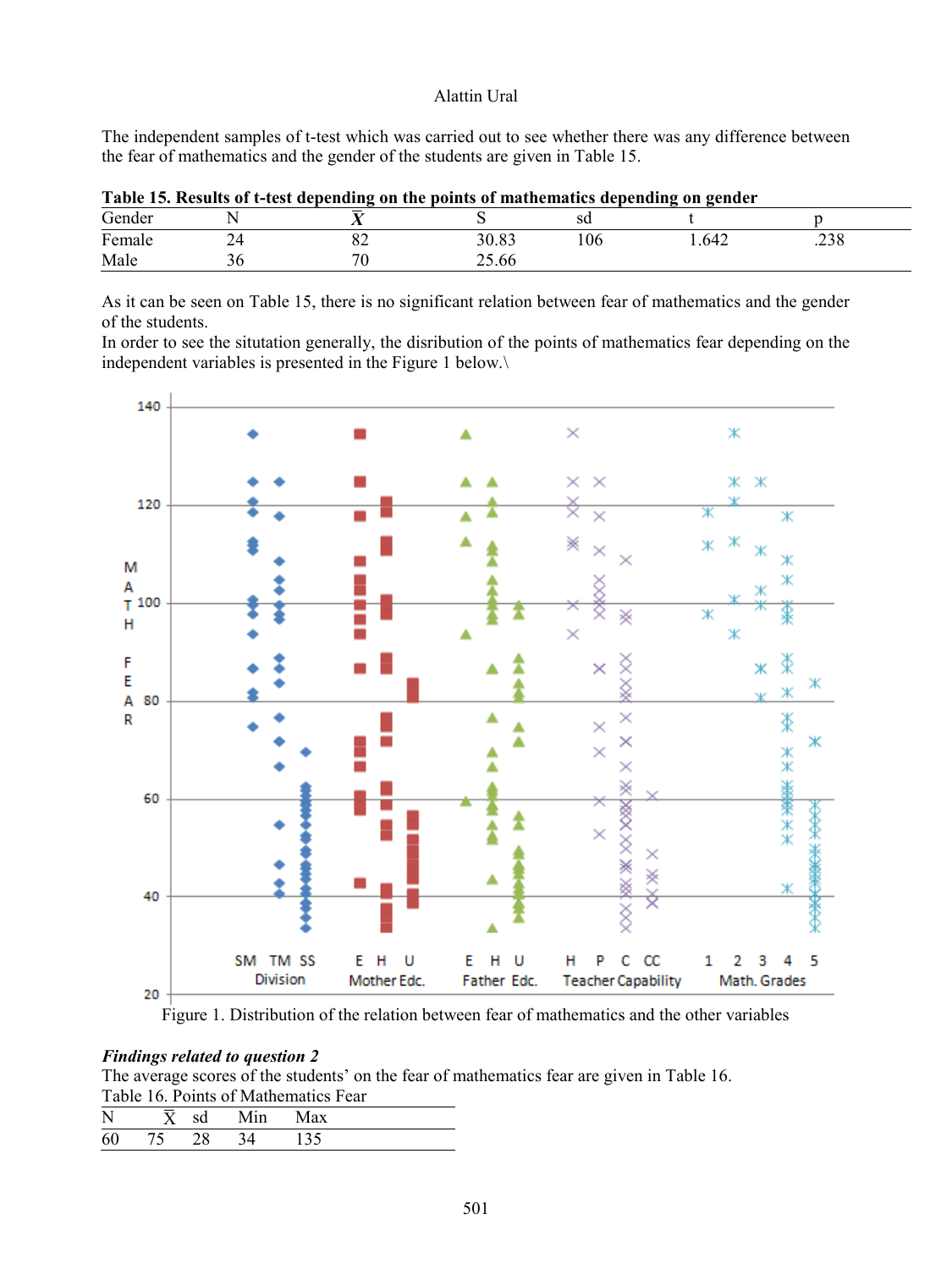The independent samples of t-test which was carried out to see whether there was any difference between the fear of mathematics and the gender of the students are given in Table 15.

**Table 15. Results of t-test depending on the points of mathematics depending on gender**

| Gender | N | $\bar{X}$ | S | sd | t | p |
|---|---|---|---|---|---|---|
| Female | 24 | 82 | 30.83 | 106 | 1.642 | .238 |
| Male | 36 | 70 | 25.66 | | | |

As it can be seen on Table 15, there is no significant relation between fear of mathematics and the gender of the students.
In order to see the situtation generally, the disribution of the points of mathematics fear depending on the independent variables is presented in the Figure 1 below.\

Figure 1. Distribution of the relation between fear of mathematics and the other variables

***Findings related to question 2***
The average scores of the students' on the fear of mathematics fear are given in Table 16.
Table 16. Points of Mathematics Fear

| N | $\bar{X}$ | sd | Min | Max |
|---|---|---|---|---|
| 60 | 75 | 28 | 34 | 135 |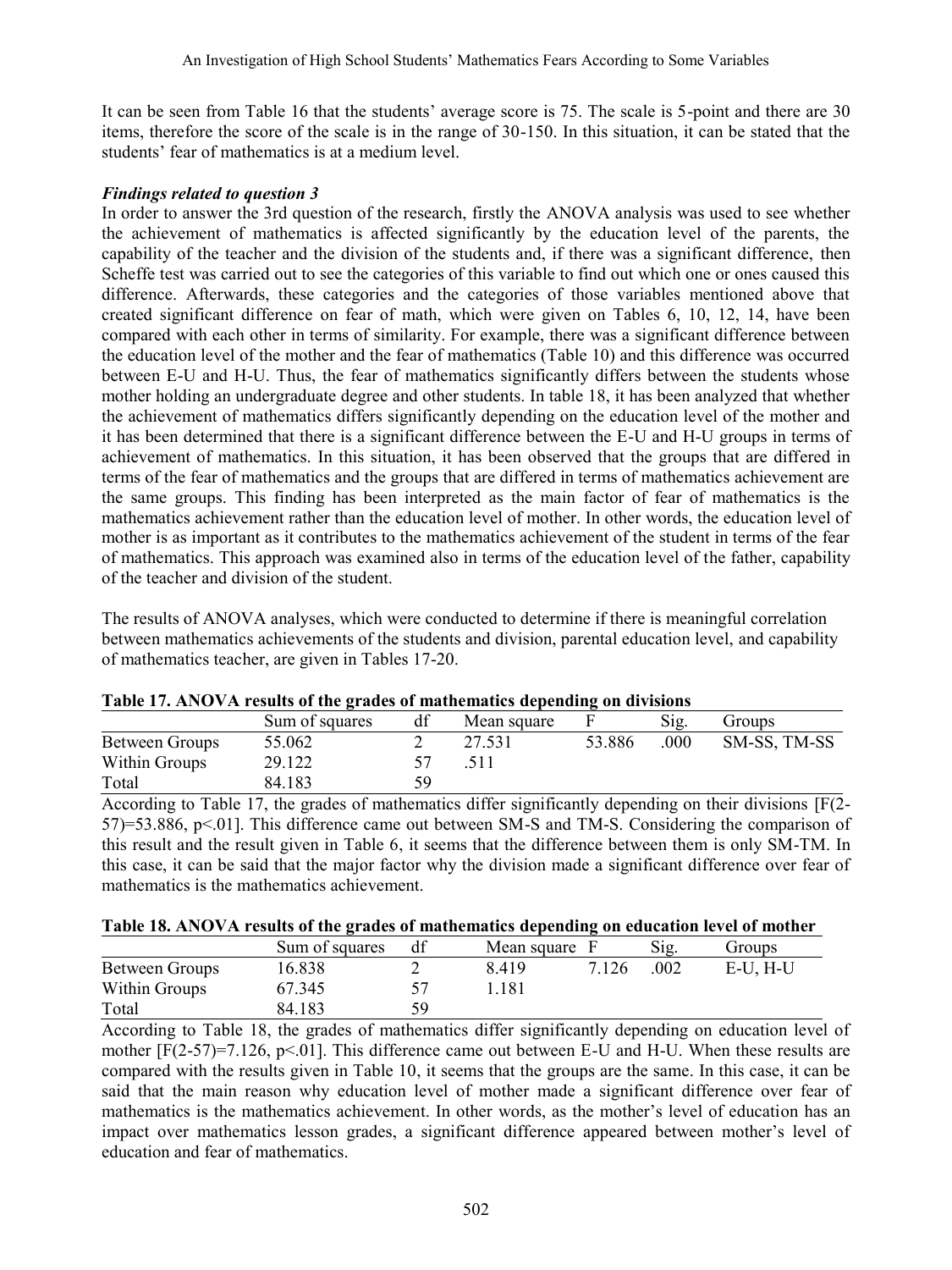It can be seen from Table 16 that the students' average score is 75. The scale is 5-point and there are 30 items, therefore the score of the scale is in the range of 30-150. In this situation, it can be stated that the students' fear of mathematics is at a medium level.

***Findings related to question 3***

In order to answer the 3rd question of the research, firstly the ANOVA analysis was used to see whether the achievement of mathematics is affected significantly by the education level of the parents, the capability of the teacher and the division of the students and, if there was a significant difference, then Scheffe test was carried out to see the categories of this variable to find out which one or ones caused this difference. Afterwards, these categories and the categories of those variables mentioned above that created significant difference on fear of math, which were given on Tables 6, 10, 12, 14, have been compared with each other in terms of similarity. For example, there was a significant difference between the education level of the mother and the fear of mathematics (Table 10) and this difference was occurred between E-U and H-U. Thus, the fear of mathematics significantly differs between the students whose mother holding an undergraduate degree and other students. In table 18, it has been analyzed that whether the achievement of mathematics differs significantly depending on the education level of the mother and it has been determined that there is a significant difference between the E-U and H-U groups in terms of achievement of mathematics. In this situation, it has been observed that the groups that are differed in terms of the fear of mathematics and the groups that are differed in terms of mathematics achievement are the same groups. This finding has been interpreted as the main factor of fear of mathematics is the mathematics achievement rather than the education level of mother. In other words, the education level of mother is as important as it contributes to the mathematics achievement of the student in terms of the fear of mathematics. This approach was examined also in terms of the education level of the father, capability of the teacher and division of the student.

The results of ANOVA analyses, which were conducted to determine if there is meaningful correlation between mathematics achievements of the students and division, parental education level, and capability of mathematics teacher, are given in Tables 17-20.

**Table 17. ANOVA results of the grades of mathematics depending on divisions**

| | Sum of squares | df | Mean square | F | Sig. | Groups |
|---|---|---|---|---|---|---|
| Between Groups | 55.062 | 2 | 27.531 | 53.886 | .000 | SM-SS, TM-SS |
| Within Groups | 29.122 | 57 | .511 | | | |
| Total | 84.183 | 59 | | | | |

According to Table 17, the grades of mathematics differ significantly depending on their divisions [$F(2\text{-}57)=53.886$, $p<.01$]. This difference came out between SM-S and TM-S. Considering the comparison of this result and the result given in Table 6, it seems that the difference between them is only SM-TM. In this case, it can be said that the major factor why the division made a significant difference over fear of mathematics is the mathematics achievement.

**Table 18. ANOVA results of the grades of mathematics depending on education level of mother**

| | Sum of squares | df | Mean square | F | Sig. | Groups |
|---|---|---|---|---|---|---|
| Between Groups | 16.838 | 2 | 8.419 | 7.126 | .002 | E-U, H-U |
| Within Groups | 67.345 | 57 | 1.181 | | | |
| Total | 84.183 | 59 | | | | |

According to Table 18, the grades of mathematics differ significantly depending on education level of mother [$F(2\text{-}57)=7.126$, $p<.01$]. This difference came out between E-U and H-U. When these results are compared with the results given in Table 10, it seems that the groups are the same. In this case, it can be said that the main reason why education level of mother made a significant difference over fear of mathematics is the mathematics achievement. In other words, as the mother's level of education has an impact over mathematics lesson grades, a significant difference appeared between mother's level of education and fear of mathematics.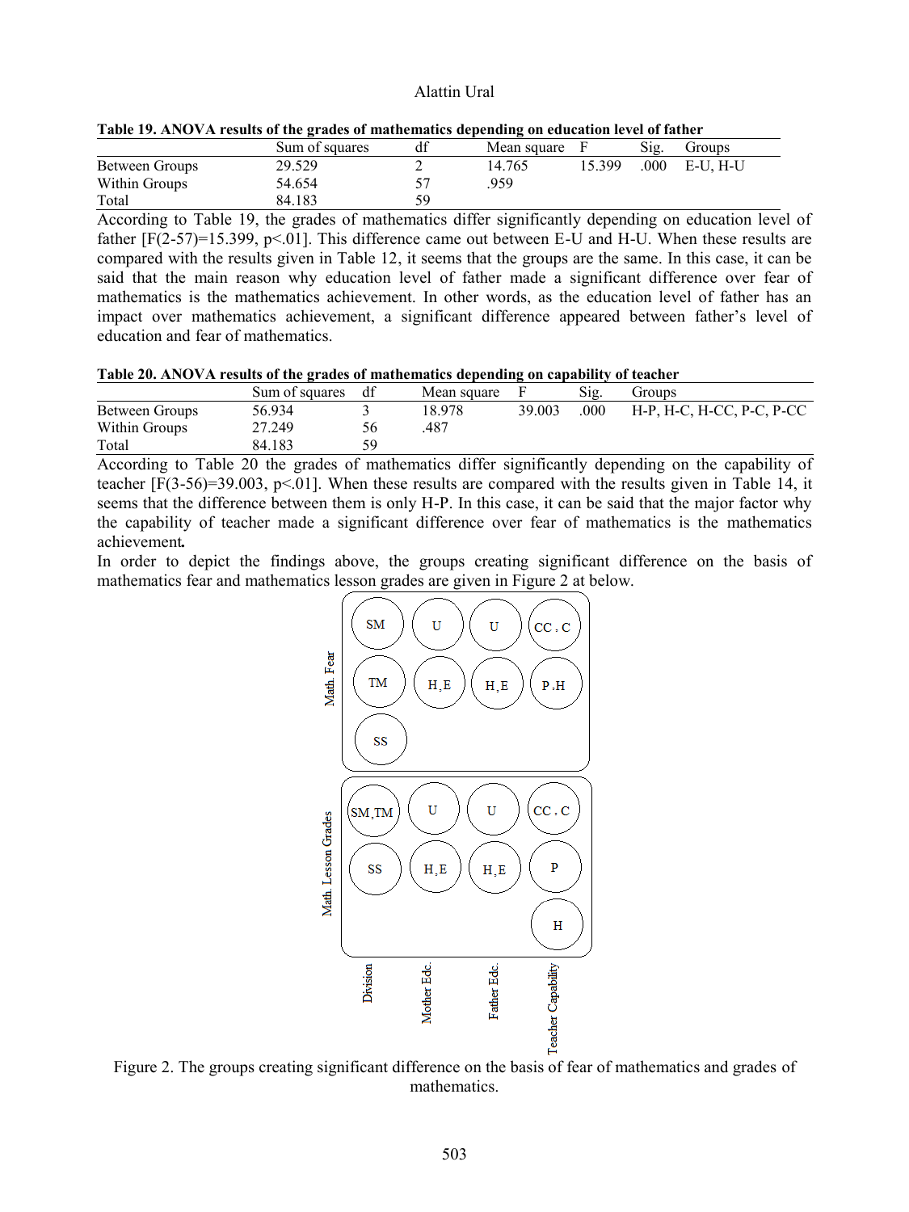**Table 19. ANOVA results of the grades of mathematics depending on education level of father**

| | Sum of squares | df | Mean square | F | Sig. | Groups |
|---|---|---|---|---|---|---|
| Between Groups | 29.529 | 2 | 14.765 | 15.399 | .000 | E-U, H-U |
| Within Groups | 54.654 | 57 | .959 | | | |
| Total | 84.183 | 59 | | | | |

According to Table 19, the grades of mathematics differ significantly depending on education level of father [$F(2-57)=15.399$, $p<.01$]. This difference came out between E-U and H-U. When these results are compared with the results given in Table 12, it seems that the groups are the same. In this case, it can be said that the main reason why education level of father made a significant difference over fear of mathematics is the mathematics achievement. In other words, as the education level of father has an impact over mathematics achievement, a significant difference appeared between father's level of education and fear of mathematics.

**Table 20. ANOVA results of the grades of mathematics depending on capability of teacher**

| | Sum of squares | df | Mean square | F | Sig. | Groups |
|---|---|---|---|---|---|---|
| Between Groups | 56.934 | 3 | 18.978 | 39.003 | .000 | H-P, H-C, H-CC, P-C, P-CC |
| Within Groups | 27.249 | 56 | .487 | | | |
| Total | 84.183 | 59 | | | | |

According to Table 20 the grades of mathematics differ significantly depending on the capability of teacher [$F(3-56)=39.003$, $p<.01$]. When these results are compared with the results given in Table 14, it seems that the difference between them is only H-P. In this case, it can be said that the major factor why the capability of teacher made a significant difference over fear of mathematics is the mathematics achievement**.**

In order to depict the findings above, the groups creating significant difference on the basis of mathematics fear and mathematics lesson grades are given in Figure 2 at below.

| | Division | Mother Edc. | Father Edc. | Teacher Capability |
|---|---|---|---|---|
| Math. Fear | SM | U | U | CC, C |
| | TM | H, E | H, E | P, H |
| | SS | | | |
| Math. Lesson Grades | SM, TM | U | U | CC, C |
| | SS | H, E | H, E | P |
| | | | | H |

Figure 2. The groups creating significant difference on the basis of fear of mathematics and grades of mathematics.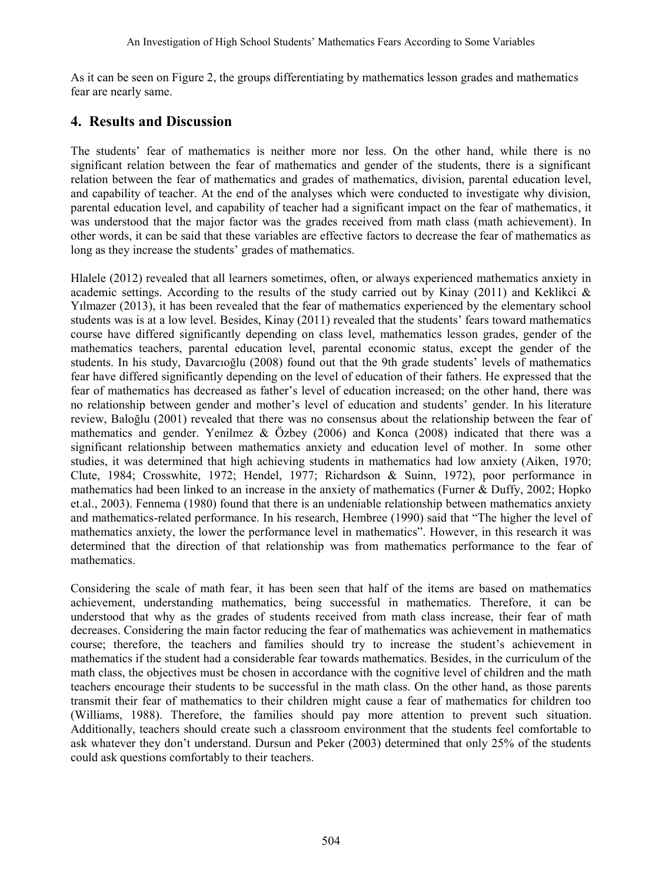As it can be seen on Figure 2, the groups differentiating by mathematics lesson grades and mathematics fear are nearly same.

## 4. Results and Discussion

The students' fear of mathematics is neither more nor less. On the other hand, while there is no significant relation between the fear of mathematics and gender of the students, there is a significant relation between the fear of mathematics and grades of mathematics, division, parental education level, and capability of teacher. At the end of the analyses which were conducted to investigate why division, parental education level, and capability of teacher had a significant impact on the fear of mathematics, it was understood that the major factor was the grades received from math class (math achievement). In other words, it can be said that these variables are effective factors to decrease the fear of mathematics as long as they increase the students' grades of mathematics.

Hlalele (2012) revealed that all learners sometimes, often, or always experienced mathematics anxiety in academic settings. According to the results of the study carried out by Kinay (2011) and Keklikci & Yılmazer (2013), it has been revealed that the fear of mathematics experienced by the elementary school students was is at a low level. Besides, Kinay (2011) revealed that the students' fears toward mathematics course have differed significantly depending on class level, mathematics lesson grades, gender of the mathematics teachers, parental education level, parental economic status, except the gender of the students. In his study, Davarcıoğlu (2008) found out that the 9th grade students' levels of mathematics fear have differed significantly depending on the level of education of their fathers. He expressed that the fear of mathematics has decreased as father's level of education increased; on the other hand, there was no relationship between gender and mother's level of education and students' gender. In his literature review, Baloğlu (2001) revealed that there was no consensus about the relationship between the fear of mathematics and gender. Yenilmez & Özbey (2006) and Konca (2008) indicated that there was a significant relationship between mathematics anxiety and education level of mother. In some other studies, it was determined that high achieving students in mathematics had low anxiety (Aiken, 1970; Clute, 1984; Crosswhite, 1972; Hendel, 1977; Richardson & Suinn, 1972), poor performance in mathematics had been linked to an increase in the anxiety of mathematics (Furner & Duffy, 2002; Hopko et.al., 2003). Fennema (1980) found that there is an undeniable relationship between mathematics anxiety and mathematics-related performance. In his research, Hembree (1990) said that "The higher the level of mathematics anxiety, the lower the performance level in mathematics". However, in this research it was determined that the direction of that relationship was from mathematics performance to the fear of mathematics.

Considering the scale of math fear, it has been seen that half of the items are based on mathematics achievement, understanding mathematics, being successful in mathematics. Therefore, it can be understood that why as the grades of students received from math class increase, their fear of math decreases. Considering the main factor reducing the fear of mathematics was achievement in mathematics course; therefore, the teachers and families should try to increase the student's achievement in mathematics if the student had a considerable fear towards mathematics. Besides, in the curriculum of the math class, the objectives must be chosen in accordance with the cognitive level of children and the math teachers encourage their students to be successful in the math class. On the other hand, as those parents transmit their fear of mathematics to their children might cause a fear of mathematics for children too (Williams, 1988). Therefore, the families should pay more attention to prevent such situation. Additionally, teachers should create such a classroom environment that the students feel comfortable to ask whatever they don't understand. Dursun and Peker (2003) determined that only 25% of the students could ask questions comfortably to their teachers.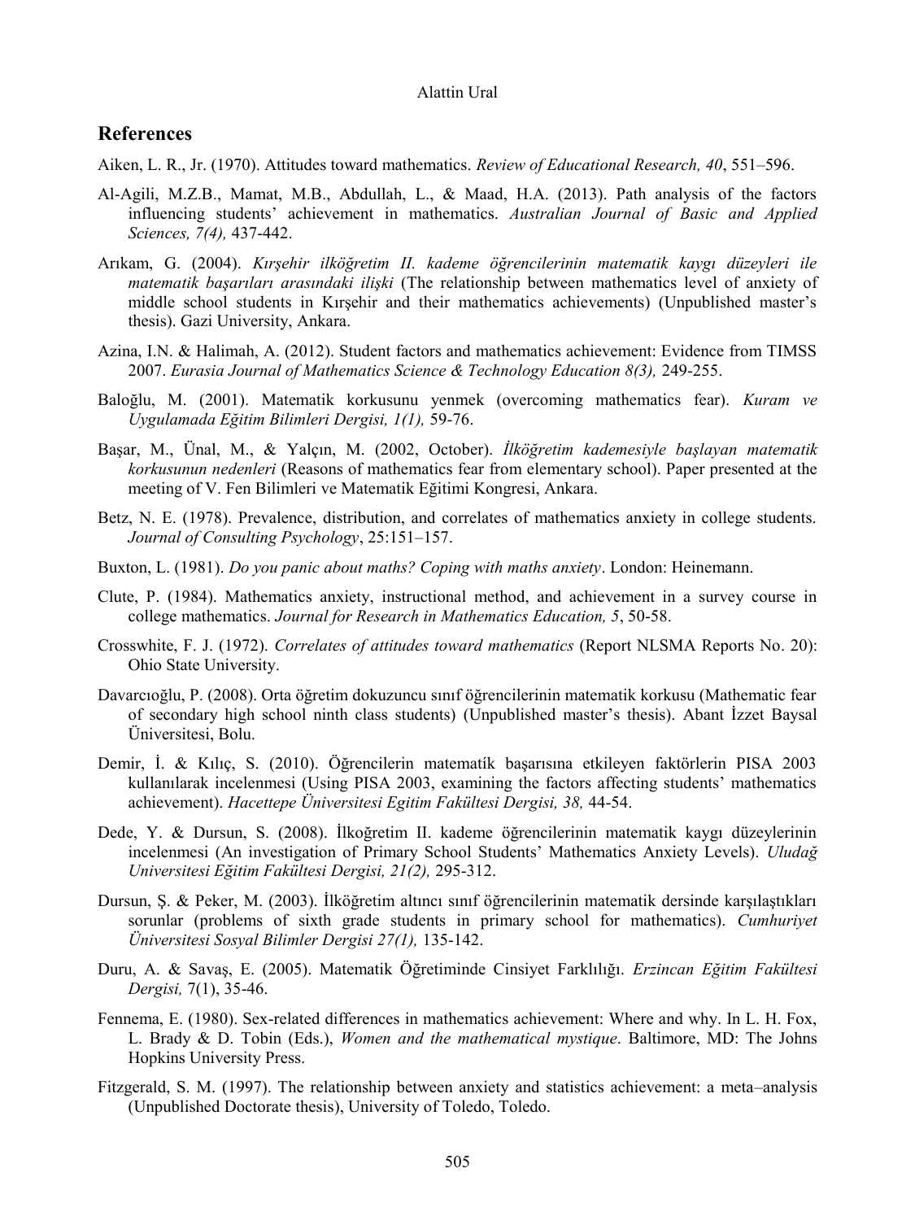## References

Aiken, L. R., Jr. (1970). Attitudes toward mathematics. *Review of Educational Research, 40*, 551–596.

Al-Agili, M.Z.B., Mamat, M.B., Abdullah, L., & Maad, H.A. (2013). Path analysis of the factors influencing students' achievement in mathematics. *Australian Journal of Basic and Applied Sciences, 7(4),* 437-442.

Arıkam, G. (2004). *Kırşehir ilköğretim II. kademe öğrencilerinin matematik kaygı düzeyleri ile matematik başarıları arasındaki ilişki* (The relationship between mathematics level of anxiety of middle school students in Kırşehir and their mathematics achievements) (Unpublished master's thesis). Gazi University, Ankara.

Azina, I.N. & Halimah, A. (2012). Student factors and mathematics achievement: Evidence from TIMSS 2007. *Eurasia Journal of Mathematics Science & Technology Education 8(3),* 249-255.

Baloğlu, M. (2001). Matematik korkusunu yenmek (overcoming mathematics fear). *Kuram ve Uygulamada Eğitim Bilimleri Dergisi, 1(1),* 59-76.

Başar, M., Ünal, M., & Yalçın, M. (2002, October). *İlköğretim kademesiyle başlayan matematik korkusunun nedenleri* (Reasons of mathematics fear from elementary school). Paper presented at the meeting of V. Fen Bilimleri ve Matematik Eğitimi Kongresi, Ankara.

Betz, N. E. (1978). Prevalence, distribution, and correlates of mathematics anxiety in college students. *Journal of Consulting Psychology*, 25:151–157.

Buxton, L. (1981). *Do you panic about maths? Coping with maths anxiety*. London: Heinemann.

Clute, P. (1984). Mathematics anxiety, instructional method, and achievement in a survey course in college mathematics. *Journal for Research in Mathematics Education, 5*, 50-58.

Crosswhite, F. J. (1972). *Correlates of attitudes toward mathematics* (Report NLSMA Reports No. 20): Ohio State University.

Davarcıoğlu, P. (2008). Orta öğretim dokuzuncu sınıf öğrencilerinin matematik korkusu (Mathematic fear of secondary high school ninth class students) (Unpublished master's thesis). Abant İzzet Baysal Üniversitesi, Bolu.

Demir, İ. & Kılıç, S. (2010). Öğrencilerin matematík başarısına etkileyen faktörlerin PISA 2003 kullanılarak incelenmesi (Using PISA 2003, examining the factors affecting students' mathematics achievement). *Hacettepe Üniversitesi Egitim Fakültesi Dergisi, 38,* 44-54.

Dede, Y. & Dursun, S. (2008). İlkoğretim II. kademe öğrencilerinin matematik kaygı düzeylerinin incelenmesi (An investigation of Primary School Students' Mathematics Anxiety Levels). *Uludağ Universitesi Eğitim Fakültesi Dergisi, 21(2),* 295-312.

Dursun, Ş. & Peker, M. (2003). İlköğretim altıncı sınıf öğrencilerinin matematik dersinde karşılaştıkları sorunlar (problems of sixth grade students in primary school for mathematics). *Cumhuriyet Üniversitesi Sosyal Bilimler Dergisi 27(1),* 135-142.

Duru, A. & Savaş, E. (2005). Matematik Öğretiminde Cinsiyet Farklılığı. *Erzincan Eğitim Fakültesi Dergisi,* 7(1), 35-46.

Fennema, E. (1980). Sex-related differences in mathematics achievement: Where and why. In L. H. Fox, L. Brady & D. Tobin (Eds.), *Women and the mathematical mystique*. Baltimore, MD: The Johns Hopkins University Press.

Fitzgerald, S. M. (1997). The relationship between anxiety and statistics achievement: a meta–analysis (Unpublished Doctorate thesis), University of Toledo, Toledo.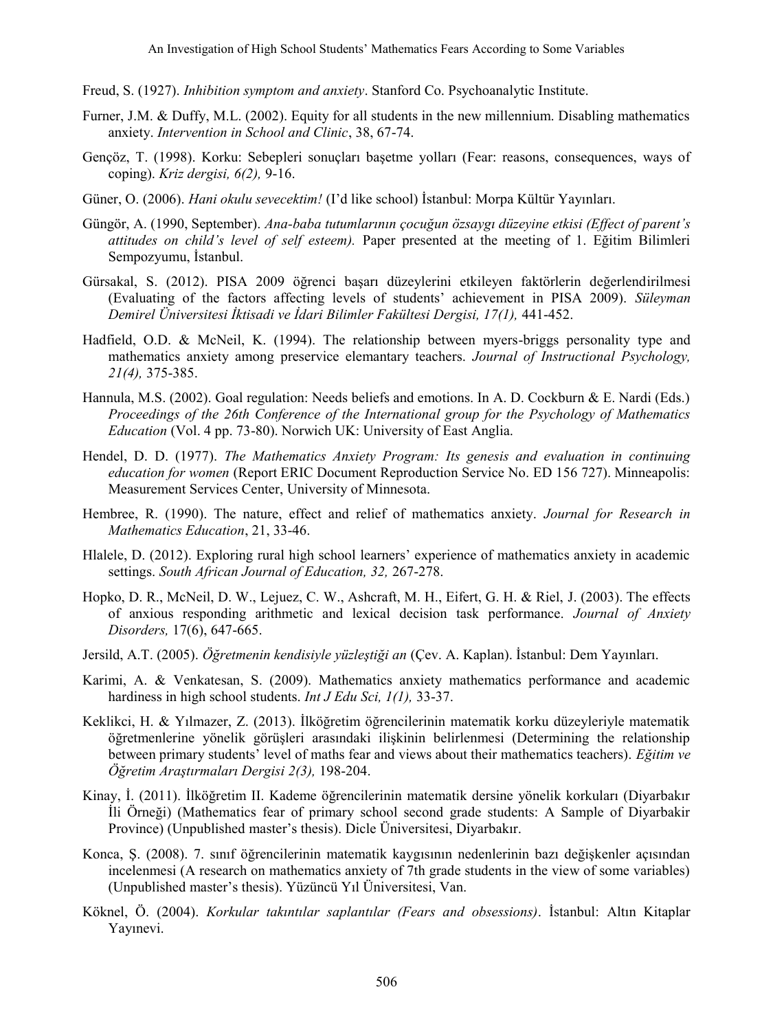Freud, S. (1927). *Inhibition symptom and anxiety*. Stanford Co. Psychoanalytic Institute.

Furner, J.M. & Duffy, M.L. (2002). Equity for all students in the new millennium. Disabling mathematics anxiety. *Intervention in School and Clinic*, 38, 67-74.

Gençöz, T. (1998). Korku: Sebepleri sonuçları başetme yolları (Fear: reasons, consequences, ways of coping). *Kriz dergisi, 6(2),* 9-16.

Güner, O. (2006). *Hani okulu sevecektim!* (I'd like school) İstanbul: Morpa Kültür Yayınları.

Güngör, A. (1990, September). *Ana-baba tutumlarının çocuğun özsaygı düzeyine etkisi (Effect of parent's attitudes on child's level of self esteem).* Paper presented at the meeting of 1. Eğitim Bilimleri Sempozyumu, İstanbul.

Gürsakal, S. (2012). PISA 2009 öğrenci başarı düzeylerini etkileyen faktörlerin değerlendirilmesi (Evaluating of the factors affecting levels of students' achievement in PISA 2009). *Süleyman Demirel Üniversitesi İktisadi ve İdari Bilimler Fakültesi Dergisi, 17(1),* 441-452.

Hadfield, O.D. & McNeil, K. (1994). The relationship between myers-briggs personality type and mathematics anxiety among preservice elemantary teachers. *Journal of Instructional Psychology, 21(4),* 375-385.

Hannula, M.S. (2002). Goal regulation: Needs beliefs and emotions. In A. D. Cockburn & E. Nardi (Eds.) *Proceedings of the 26th Conference of the International group for the Psychology of Mathematics Education* (Vol. 4 pp. 73-80). Norwich UK: University of East Anglia.

Hendel, D. D. (1977). *The Mathematics Anxiety Program: Its genesis and evaluation in continuing education for women* (Report ERIC Document Reproduction Service No. ED 156 727). Minneapolis: Measurement Services Center, University of Minnesota.

Hembree, R. (1990). The nature, effect and relief of mathematics anxiety. *Journal for Research in Mathematics Education*, 21, 33-46.

Hlalele, D. (2012). Exploring rural high school learners' experience of mathematics anxiety in academic settings. *South African Journal of Education, 32,* 267-278.

Hopko, D. R., McNeil, D. W., Lejuez, C. W., Ashcraft, M. H., Eifert, G. H. & Riel, J. (2003). The effects of anxious responding arithmetic and lexical decision task performance. *Journal of Anxiety Disorders,* 17(6), 647-665.

Jersild, A.T. (2005). *Öğretmenin kendisiyle yüzleştiği an* (Çev. A. Kaplan). İstanbul: Dem Yayınları.

Karimi, A. & Venkatesan, S. (2009). Mathematics anxiety mathematics performance and academic hardiness in high school students. *Int J Edu Sci, 1(1),* 33-37.

Keklikci, H. & Yılmazer, Z. (2013). İlköğretim öğrencilerinin matematik korku düzeyleriyle matematik öğretmenlerine yönelik görüşleri arasındaki ilişkinin belirlenmesi (Determining the relationship between primary students' level of maths fear and views about their mathematics teachers). *Eğitim ve Öğretim Araştırmaları Dergisi 2(3),* 198-204.

Kinay, İ. (2011). İlköğretim II. Kademe öğrencilerinin matematik dersine yönelik korkuları (Diyarbakır İli Örneği) (Mathematics fear of primary school second grade students: A Sample of Diyarbakir Province) (Unpublished master's thesis). Dicle Üniversitesi, Diyarbakır.

Konca, Ş. (2008). 7. sınıf öğrencilerinin matematik kaygısının nedenlerinin bazı değişkenler açısından incelenmesi (A research on mathematics anxiety of 7th grade students in the view of some variables) (Unpublished master's thesis). Yüzüncü Yıl Üniversitesi, Van.

Köknel, Ö. (2004). *Korkular takıntılar saplantılar (Fears and obsessions)*. İstanbul: Altın Kitaplar Yayınevi.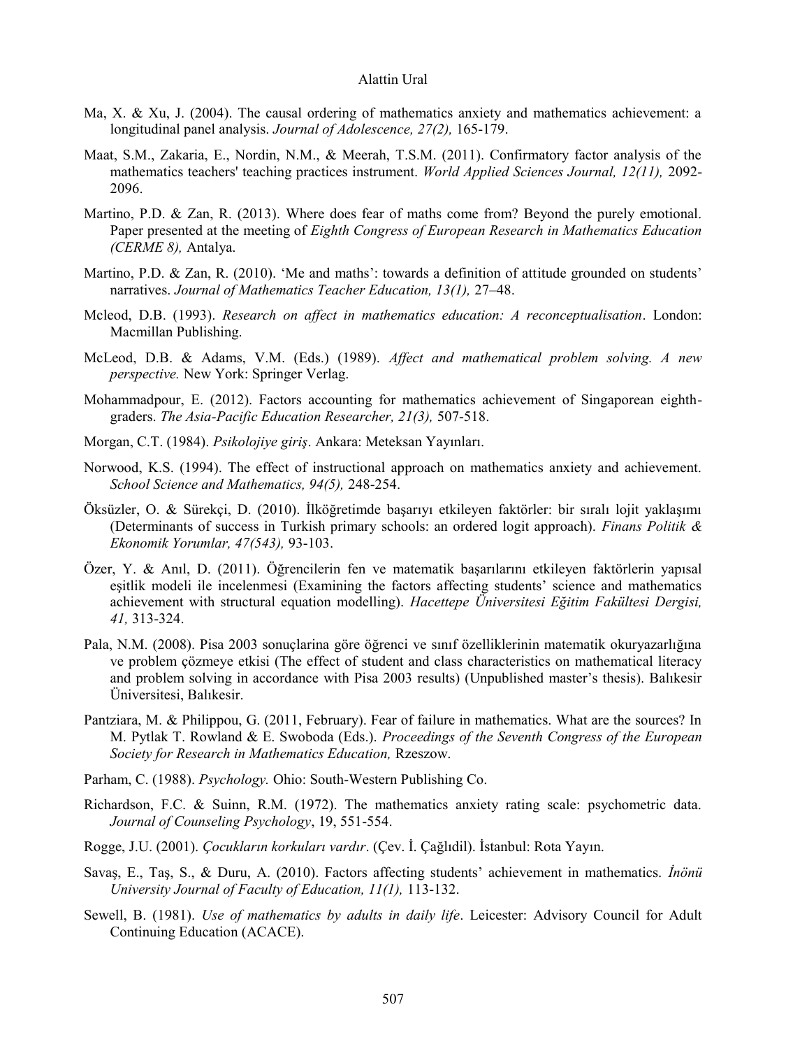Ma, X. & Xu, J. (2004). The causal ordering of mathematics anxiety and mathematics achievement: a longitudinal panel analysis. *Journal of Adolescence, 27(2),* 165-179.

Maat, S.M., Zakaria, E., Nordin, N.M., & Meerah, T.S.M. (2011). Confirmatory factor analysis of the mathematics teachers' teaching practices instrument. *World Applied Sciences Journal, 12(11),* 2092-2096.

Martino, P.D. & Zan, R. (2013). Where does fear of maths come from? Beyond the purely emotional. Paper presented at the meeting of *Eighth Congress of European Research in Mathematics Education (CERME 8),* Antalya.

Martino, P.D. & Zan, R. (2010). 'Me and maths': towards a definition of attitude grounded on students' narratives. *Journal of Mathematics Teacher Education, 13(1),* 27–48.

Mcleod, D.B. (1993). *Research on affect in mathematics education: A reconceptualisation*. London: Macmillan Publishing.

McLeod, D.B. & Adams, V.M. (Eds.) (1989). *Affect and mathematical problem solving. A new perspective.* New York: Springer Verlag.

Mohammadpour, E. (2012). Factors accounting for mathematics achievement of Singaporean eighth-graders. *The Asia-Pacific Education Researcher, 21(3),* 507-518.

Morgan, C.T. (1984). *Psikolojiye giriş*. Ankara: Meteksan Yayınları.

Norwood, K.S. (1994). The effect of instructional approach on mathematics anxiety and achievement. *School Science and Mathematics, 94(5),* 248-254.

Öksüzler, O. & Sürekçi, D. (2010). İlköğretimde başarıyı etkileyen faktörler: bir sıralı lojit yaklaşımı (Determinants of success in Turkish primary schools: an ordered logit approach). *Finans Politik & Ekonomik Yorumlar, 47(543),* 93-103.

Özer, Y. & Anıl, D. (2011). Öğrencilerin fen ve matematik başarılarını etkileyen faktörlerin yapısal eşitlik modeli ile incelenmesi (Examining the factors affecting students' science and mathematics achievement with structural equation modelling). *Hacettepe Üniversitesi Eğitim Fakültesi Dergisi, 41,* 313-324.

Pala, N.M. (2008). Pisa 2003 sonuçlarina göre öğrenci ve sınıf özelliklerinin matematik okuryazarlığına ve problem çözmeye etkisi (The effect of student and class characteristics on mathematical literacy and problem solving in accordance with Pisa 2003 results) (Unpublished master's thesis). Balıkesir Üniversitesi, Balıkesir.

Pantziara, M. & Philippou, G. (2011, February). Fear of failure in mathematics. What are the sources? In M. Pytlak T. Rowland & E. Swoboda (Eds.). *Proceedings of the Seventh Congress of the European Society for Research in Mathematics Education,* Rzeszow.

Parham, C. (1988). *Psychology.* Ohio: South-Western Publishing Co.

Richardson, F.C. & Suinn, R.M. (1972). The mathematics anxiety rating scale: psychometric data. *Journal of Counseling Psychology*, 19, 551-554.

Rogge, J.U. (2001). *Çocukların korkuları vardır*. (Çev. İ. Çağlıdil). İstanbul: Rota Yayın.

Savaş, E., Taş, S., & Duru, A. (2010). Factors affecting students' achievement in mathematics. *İnönü University Journal of Faculty of Education, 11(1),* 113-132.

Sewell, B. (1981). *Use of mathematics by adults in daily life*. Leicester: Advisory Council for Adult Continuing Education (ACACE).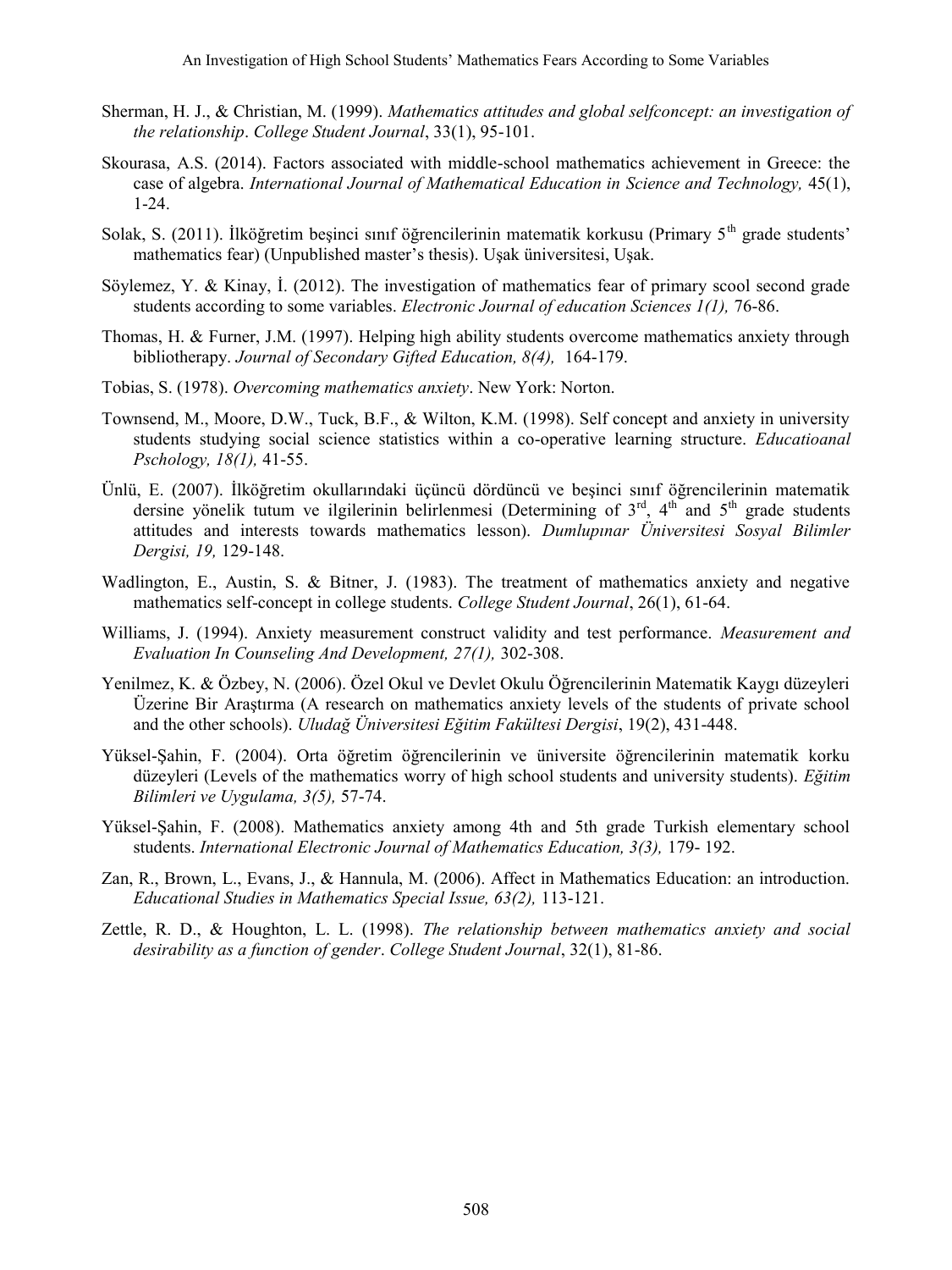Sherman, H. J., & Christian, M. (1999). *Mathematics attitudes and global selfconcept: an investigation of the relationship*. *College Student Journal*, 33(1), 95-101.

Skourasa, A.S. (2014). Factors associated with middle-school mathematics achievement in Greece: the case of algebra. *International Journal of Mathematical Education in Science and Technology,* 45(1), 1-24.

Solak, S. (2011). İlköğretim beşinci sınıf öğrencilerinin matematik korkusu (Primary 5th grade students' mathematics fear) (Unpublished master's thesis). Uşak üniversitesi, Uşak.

Söylemez, Y. & Kinay, İ. (2012). The investigation of mathematics fear of primary scool second grade students according to some variables. *Electronic Journal of education Sciences 1(1),* 76-86.

Thomas, H. & Furner, J.M. (1997). Helping high ability students overcome mathematics anxiety through bibliotherapy. *Journal of Secondary Gifted Education, 8(4),* 164-179.

Tobias, S. (1978). *Overcoming mathematics anxiety*. New York: Norton.

Townsend, M., Moore, D.W., Tuck, B.F., & Wilton, K.M. (1998). Self concept and anxiety in university students studying social science statistics within a co-operative learning structure. *Educatioanal Pschology, 18(1),* 41-55.

Ünlü, E. (2007). İlköğretim okullarındaki üçüncü dördüncü ve beşinci sınıf öğrencilerinin matematik dersine yönelik tutum ve ilgilerinin belirlenmesi (Determining of 3rd, 4th and 5th grade students attitudes and interests towards mathematics lesson). *Dumlupınar Üniversitesi Sosyal Bilimler Dergisi, 19,* 129-148.

Wadlington, E., Austin, S. & Bitner, J. (1983). The treatment of mathematics anxiety and negative mathematics self-concept in college students. *College Student Journal*, 26(1), 61-64.

Williams, J. (1994). Anxiety measurement construct validity and test performance. *Measurement and Evaluation In Counseling And Development, 27(1),* 302-308.

Yenilmez, K. & Özbey, N. (2006). Özel Okul ve Devlet Okulu Öğrencilerinin Matematik Kaygı düzeyleri Üzerine Bir Araştırma (A research on mathematics anxiety levels of the students of private school and the other schools). *Uludağ Üniversitesi Eğitim Fakültesi Dergisi*, 19(2), 431-448.

Yüksel-Şahin, F. (2004). Orta öğretim öğrencilerinin ve üniversite öğrencilerinin matematik korku düzeyleri (Levels of the mathematics worry of high school students and university students). *Eğitim Bilimleri ve Uygulama, 3(5),* 57-74.

Yüksel-Şahin, F. (2008). Mathematics anxiety among 4th and 5th grade Turkish elementary school students. *International Electronic Journal of Mathematics Education, 3(3),* 179- 192.

Zan, R., Brown, L., Evans, J., & Hannula, M. (2006). Affect in Mathematics Education: an introduction. *Educational Studies in Mathematics Special Issue, 63(2),* 113-121.

Zettle, R. D., & Houghton, L. L. (1998). *The relationship between mathematics anxiety and social desirability as a function of gender*. *College Student Journal*, 32(1), 81-86.